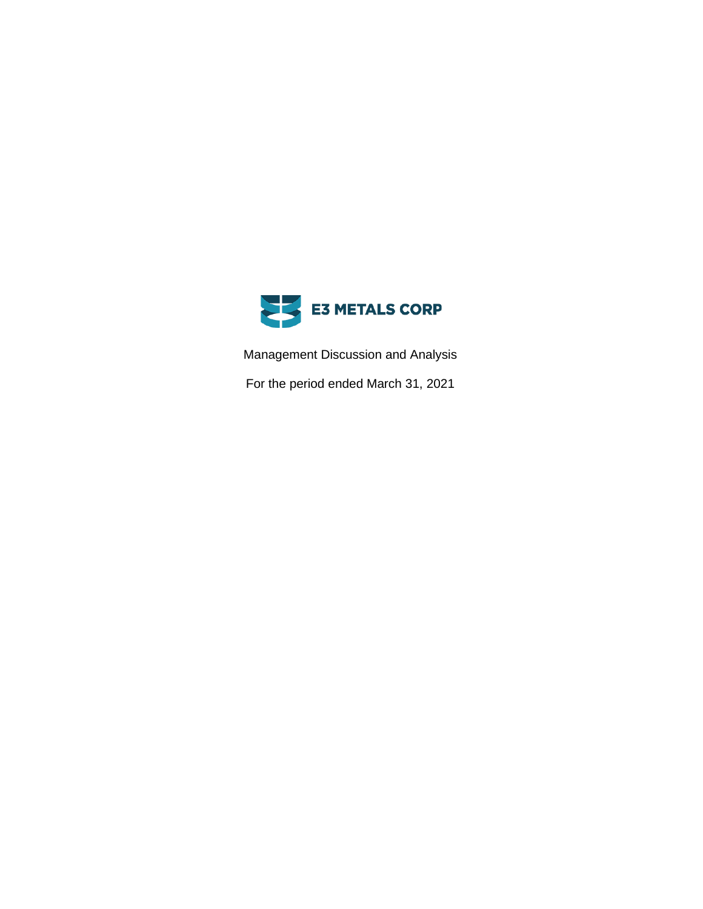# E3 METALS CORP

Management Discussion and Analysis

For the period ended March 31, 2021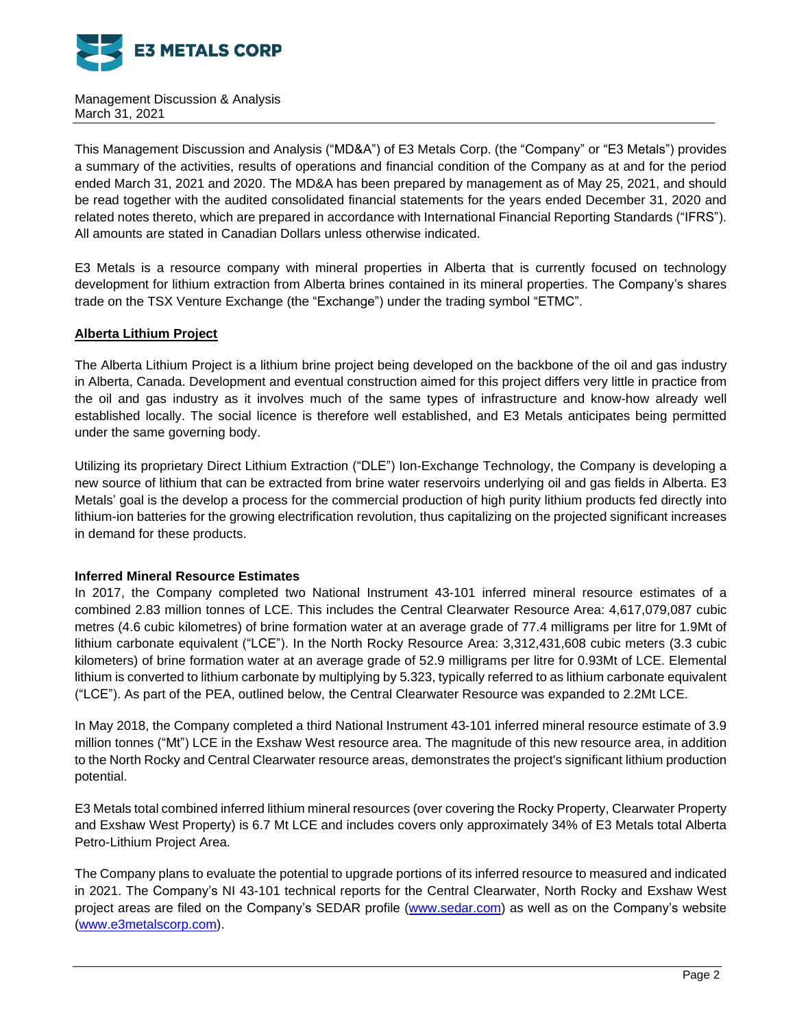Management Discussion & Analysis
March 31, 2021

This Management Discussion and Analysis ("MD&A") of E3 Metals Corp. (the "Company" or "E3 Metals") provides a summary of the activities, results of operations and financial condition of the Company as at and for the period ended March 31, 2021 and 2020. The MD&A has been prepared by management as of May 25, 2021, and should be read together with the audited consolidated financial statements for the years ended December 31, 2020 and related notes thereto, which are prepared in accordance with International Financial Reporting Standards ("IFRS"). All amounts are stated in Canadian Dollars unless otherwise indicated.

E3 Metals is a resource company with mineral properties in Alberta that is currently focused on technology development for lithium extraction from Alberta brines contained in its mineral properties. The Company's shares trade on the TSX Venture Exchange (the "Exchange") under the trading symbol "ETMC".

## Alberta Lithium Project

The Alberta Lithium Project is a lithium brine project being developed on the backbone of the oil and gas industry in Alberta, Canada. Development and eventual construction aimed for this project differs very little in practice from the oil and gas industry as it involves much of the same types of infrastructure and know-how already well established locally. The social licence is therefore well established, and E3 Metals anticipates being permitted under the same governing body.

Utilizing its proprietary Direct Lithium Extraction ("DLE") Ion-Exchange Technology, the Company is developing a new source of lithium that can be extracted from brine water reservoirs underlying oil and gas fields in Alberta. E3 Metals' goal is the develop a process for the commercial production of high purity lithium products fed directly into lithium-ion batteries for the growing electrification revolution, thus capitalizing on the projected significant increases in demand for these products.

### Inferred Mineral Resource Estimates

In 2017, the Company completed two National Instrument 43-101 inferred mineral resource estimates of a combined 2.83 million tonnes of LCE. This includes the Central Clearwater Resource Area: 4,617,079,087 cubic metres (4.6 cubic kilometres) of brine formation water at an average grade of 77.4 milligrams per litre for 1.9Mt of lithium carbonate equivalent ("LCE"). In the North Rocky Resource Area: 3,312,431,608 cubic meters (3.3 cubic kilometers) of brine formation water at an average grade of 52.9 milligrams per litre for 0.93Mt of LCE. Elemental lithium is converted to lithium carbonate by multiplying by 5.323, typically referred to as lithium carbonate equivalent ("LCE"). As part of the PEA, outlined below, the Central Clearwater Resource was expanded to 2.2Mt LCE.

In May 2018, the Company completed a third National Instrument 43-101 inferred mineral resource estimate of 3.9 million tonnes ("Mt") LCE in the Exshaw West resource area. The magnitude of this new resource area, in addition to the North Rocky and Central Clearwater resource areas, demonstrates the project's significant lithium production potential.

E3 Metals total combined inferred lithium mineral resources (over covering the Rocky Property, Clearwater Property and Exshaw West Property) is 6.7 Mt LCE and includes covers only approximately 34% of E3 Metals total Alberta Petro-Lithium Project Area.

The Company plans to evaluate the potential to upgrade portions of its inferred resource to measured and indicated in 2021. The Company's NI 43-101 technical reports for the Central Clearwater, North Rocky and Exshaw West project areas are filed on the Company's SEDAR profile (www.sedar.com) as well as on the Company's website (www.e3metalscorp.com).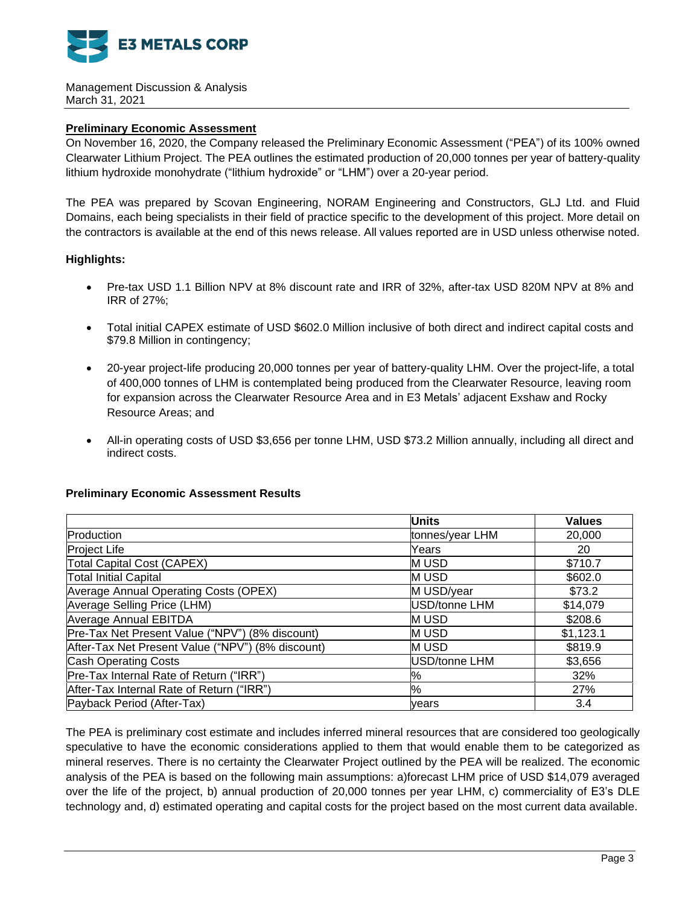**Preliminary Economic Assessment**

On November 16, 2020, the Company released the Preliminary Economic Assessment ("PEA") of its 100% owned Clearwater Lithium Project. The PEA outlines the estimated production of 20,000 tonnes per year of battery-quality lithium hydroxide monohydrate ("lithium hydroxide" or "LHM") over a 20-year period.

The PEA was prepared by Scovan Engineering, NORAM Engineering and Constructors, GLJ Ltd. and Fluid Domains, each being specialists in their field of practice specific to the development of this project. More detail on the contractors is available at the end of this news release. All values reported are in USD unless otherwise noted.

**Highlights:**

- Pre-tax USD 1.1 Billion NPV at 8% discount rate and IRR of 32%, after-tax USD 820M NPV at 8% and IRR of 27%;
- Total initial CAPEX estimate of USD $602.0 Million inclusive of both direct and indirect capital costs and $79.8 Million in contingency;
- 20-year project-life producing 20,000 tonnes per year of battery-quality LHM. Over the project-life, a total of 400,000 tonnes of LHM is contemplated being produced from the Clearwater Resource, leaving room for expansion across the Clearwater Resource Area and in E3 Metals' adjacent Exshaw and Rocky Resource Areas; and
- All-in operating costs of USD $3,656 per tonne LHM, USD $73.2 Million annually, including all direct and indirect costs.

**Preliminary Economic Assessment Results**

| | Units | Values |
|---|---|---|
| Production | tonnes/year LHM | 20,000 |
| Project Life | Years | 20 |
| Total Capital Cost (CAPEX) | M USD | $710.7 |
| Total Initial Capital | M USD | $602.0 |
| Average Annual Operating Costs (OPEX) | M USD/year | $73.2 |
| Average Selling Price (LHM) | USD/tonne LHM | $14,079 |
| Average Annual EBITDA | M USD | $208.6 |
| Pre-Tax Net Present Value ("NPV") (8% discount) | M USD | $1,123.1 |
| After-Tax Net Present Value ("NPV") (8% discount) | M USD | $819.9 |
| Cash Operating Costs | USD/tonne LHM | $3,656 |
| Pre-Tax Internal Rate of Return ("IRR") | % | 32% |
| After-Tax Internal Rate of Return ("IRR") | % | 27% |
| Payback Period (After-Tax) | years | 3.4 |

The PEA is preliminary cost estimate and includes inferred mineral resources that are considered too geologically speculative to have the economic considerations applied to them that would enable them to be categorized as mineral reserves. There is no certainty the Clearwater Project outlined by the PEA will be realized. The economic analysis of the PEA is based on the following main assumptions: a)forecast LHM price of USD $14,079 averaged over the life of the project, b) annual production of 20,000 tonnes per year LHM, c) commerciality of E3's DLE technology and, d) estimated operating and capital costs for the project based on the most current data available.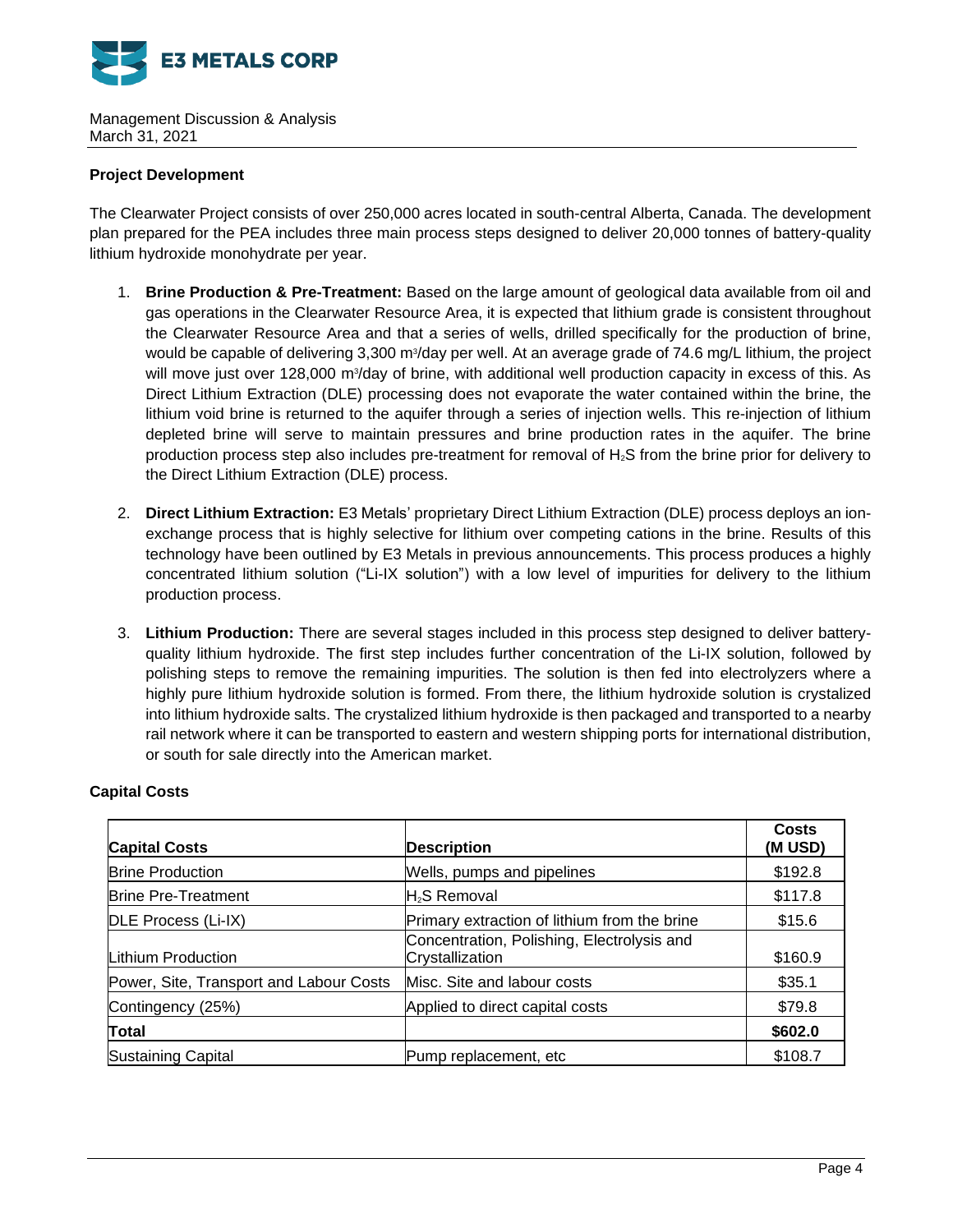**Project Development**

The Clearwater Project consists of over 250,000 acres located in south-central Alberta, Canada. The development plan prepared for the PEA includes three main process steps designed to deliver 20,000 tonnes of battery-quality lithium hydroxide monohydrate per year.

1. **Brine Production & Pre-Treatment:** Based on the large amount of geological data available from oil and gas operations in the Clearwater Resource Area, it is expected that lithium grade is consistent throughout the Clearwater Resource Area and that a series of wells, drilled specifically for the production of brine, would be capable of delivering 3,300 $m^3$/day per well. At an average grade of 74.6 mg/L lithium, the project will move just over 128,000 $m^3$/day of brine, with additional well production capacity in excess of this. As Direct Lithium Extraction (DLE) processing does not evaporate the water contained within the brine, the lithium void brine is returned to the aquifer through a series of injection wells. This re-injection of lithium depleted brine will serve to maintain pressures and brine production rates in the aquifer. The brine production process step also includes pre-treatment for removal of $H_2S$ from the brine prior for delivery to the Direct Lithium Extraction (DLE) process.

2. **Direct Lithium Extraction:** E3 Metals' proprietary Direct Lithium Extraction (DLE) process deploys an ion-exchange process that is highly selective for lithium over competing cations in the brine. Results of this technology have been outlined by E3 Metals in previous announcements. This process produces a highly concentrated lithium solution ("Li-IX solution") with a low level of impurities for delivery to the lithium production process.

3. **Lithium Production:** There are several stages included in this process step designed to deliver battery-quality lithium hydroxide. The first step includes further concentration of the Li-IX solution, followed by polishing steps to remove the remaining impurities. The solution is then fed into electrolyzers where a highly pure lithium hydroxide solution is formed. From there, the lithium hydroxide solution is crystalized into lithium hydroxide salts. The crystalized lithium hydroxide is then packaged and transported to a nearby rail network where it can be transported to eastern and western shipping ports for international distribution, or south for sale directly into the American market.

**Capital Costs**

| **Capital Costs** | **Description** | **Costs (M USD)** |
|---|---|---|
| Brine Production | Wells, pumps and pipelines | $192.8 |
| Brine Pre-Treatment | $H_2S$ Removal | $117.8 |
| DLE Process (Li-IX) | Primary extraction of lithium from the brine | $15.6 |
| Lithium Production | Concentration, Polishing, Electrolysis and Crystallization | $160.9 |
| Power, Site, Transport and Labour Costs | Misc. Site and labour costs | $35.1 |
| Contingency (25%) | Applied to direct capital costs | $79.8 |
| **Total** | | **$602.0** |
| Sustaining Capital | Pump replacement, etc | $108.7 |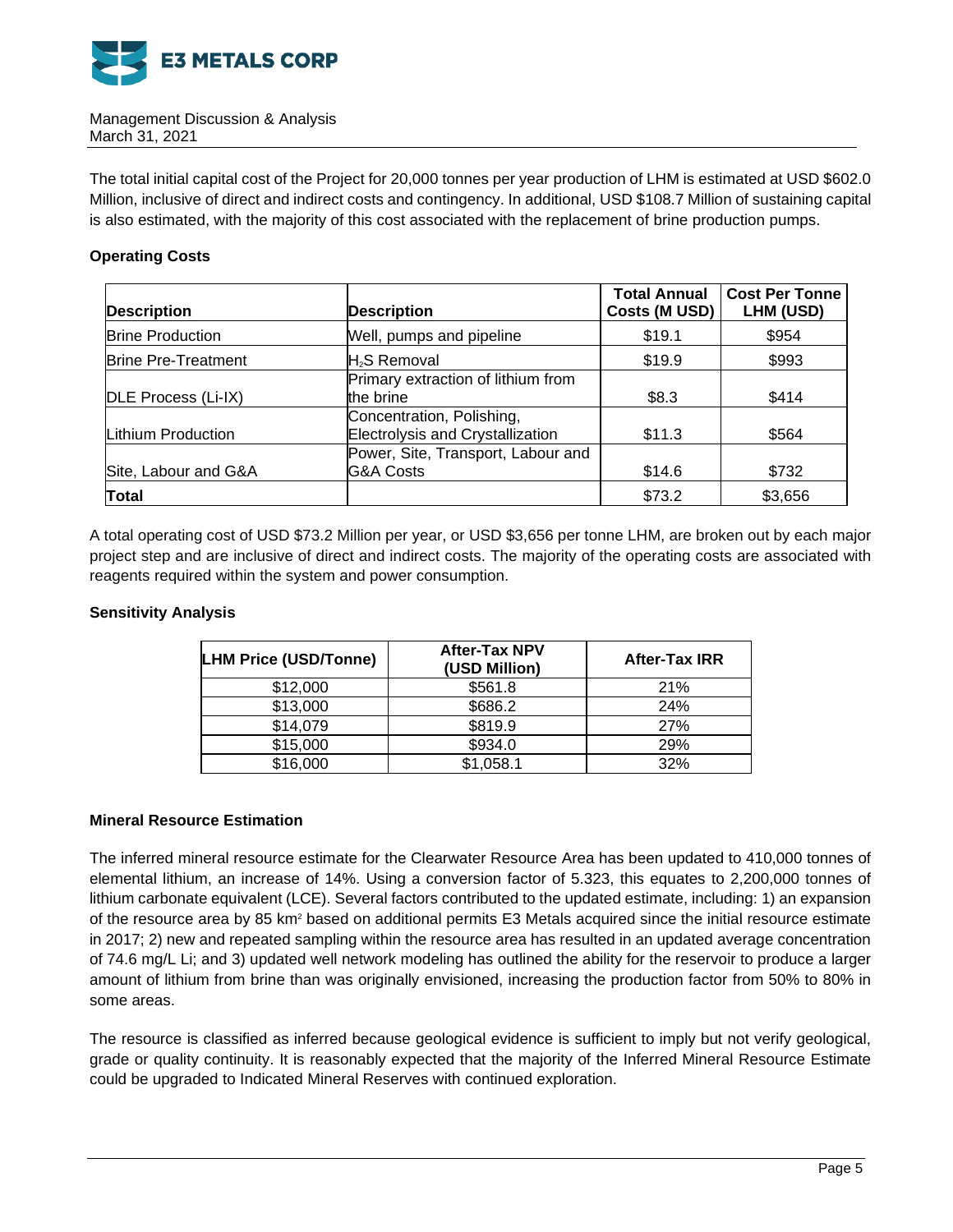The total initial capital cost of the Project for 20,000 tonnes per year production of LHM is estimated at USD $602.0 Million, inclusive of direct and indirect costs and contingency. In additional, USD $108.7 Million of sustaining capital is also estimated, with the majority of this cost associated with the replacement of brine production pumps.

**Operating Costs**

| Description | Description | Total Annual Costs (M USD) | Cost Per Tonne LHM (USD) |
|---|---|---|---|
| Brine Production | Well, pumps and pipeline | \$19.1 | \$954 |
| Brine Pre-Treatment | $H_2S$ Removal | \$19.9 | \$993 |
| DLE Process (Li-IX) | Primary extraction of lithium from the brine | \$8.3 | \$414 |
| Lithium Production | Concentration, Polishing, Electrolysis and Crystallization | \$11.3 | \$564 |
| Site, Labour and G&A | Power, Site, Transport, Labour and G&A Costs | \$14.6 | \$732 |
| **Total** | | \$73.2 | \$3,656 |

A total operating cost of USD \$73.2 Million per year, or USD \$3,656 per tonne LHM, are broken out by each major project step and are inclusive of direct and indirect costs. The majority of the operating costs are associated with reagents required within the system and power consumption.

**Sensitivity Analysis**

| LHM Price (USD/Tonne) | After-Tax NPV (USD Million) | After-Tax IRR |
|---|---|---|
| \$12,000 | \$561.8 | 21% |
| \$13,000 | \$686.2 | 24% |
| \$14,079 | \$819.9 | 27% |
| \$15,000 | \$934.0 | 29% |
| \$16,000 | \$1,058.1 | 32% |

**Mineral Resource Estimation**

The inferred mineral resource estimate for the Clearwater Resource Area has been updated to 410,000 tonnes of elemental lithium, an increase of 14%. Using a conversion factor of 5.323, this equates to 2,200,000 tonnes of lithium carbonate equivalent (LCE). Several factors contributed to the updated estimate, including: 1) an expansion of the resource area by 85 $km^2$ based on additional permits E3 Metals acquired since the initial resource estimate in 2017; 2) new and repeated sampling within the resource area has resulted in an updated average concentration of 74.6 mg/L Li; and 3) updated well network modeling has outlined the ability for the reservoir to produce a larger amount of lithium from brine than was originally envisioned, increasing the production factor from 50% to 80% in some areas.

The resource is classified as inferred because geological evidence is sufficient to imply but not verify geological, grade or quality continuity. It is reasonably expected that the majority of the Inferred Mineral Resource Estimate could be upgraded to Indicated Mineral Reserves with continued exploration.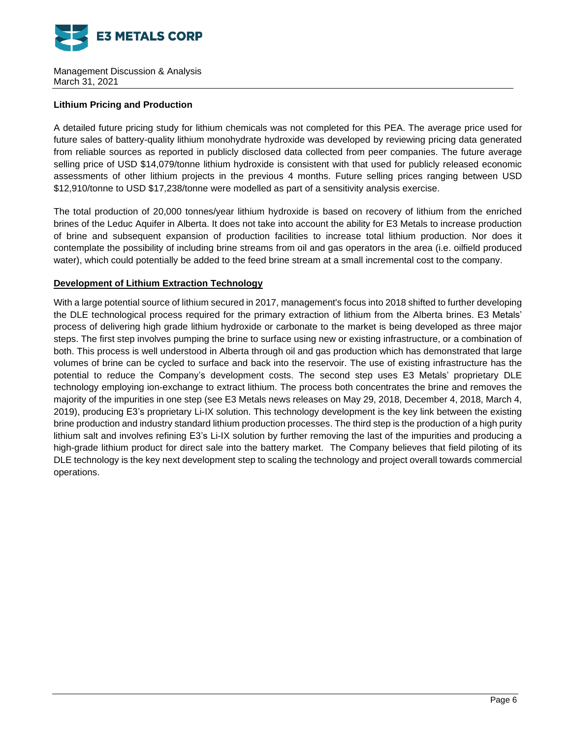**Lithium Pricing and Production**

A detailed future pricing study for lithium chemicals was not completed for this PEA. The average price used for future sales of battery-quality lithium monohydrate hydroxide was developed by reviewing pricing data generated from reliable sources as reported in publicly disclosed data collected from peer companies. The future average selling price of USD $14,079/tonne lithium hydroxide is consistent with that used for publicly released economic assessments of other lithium projects in the previous 4 months. Future selling prices ranging between USD $12,910/tonne to USD $17,238/tonne were modelled as part of a sensitivity analysis exercise.

The total production of 20,000 tonnes/year lithium hydroxide is based on recovery of lithium from the enriched brines of the Leduc Aquifer in Alberta. It does not take into account the ability for E3 Metals to increase production of brine and subsequent expansion of production facilities to increase total lithium production. Nor does it contemplate the possibility of including brine streams from oil and gas operators in the area (i.e. oilfield produced water), which could potentially be added to the feed brine stream at a small incremental cost to the company.

**Development of Lithium Extraction Technology**

With a large potential source of lithium secured in 2017, management's focus into 2018 shifted to further developing the DLE technological process required for the primary extraction of lithium from the Alberta brines. E3 Metals' process of delivering high grade lithium hydroxide or carbonate to the market is being developed as three major steps. The first step involves pumping the brine to surface using new or existing infrastructure, or a combination of both. This process is well understood in Alberta through oil and gas production which has demonstrated that large volumes of brine can be cycled to surface and back into the reservoir. The use of existing infrastructure has the potential to reduce the Company's development costs. The second step uses E3 Metals' proprietary DLE technology employing ion-exchange to extract lithium. The process both concentrates the brine and removes the majority of the impurities in one step (see E3 Metals news releases on May 29, 2018, December 4, 2018, March 4, 2019), producing E3's proprietary Li-IX solution. This technology development is the key link between the existing brine production and industry standard lithium production processes. The third step is the production of a high purity lithium salt and involves refining E3's Li-IX solution by further removing the last of the impurities and producing a high-grade lithium product for direct sale into the battery market. The Company believes that field piloting of its DLE technology is the key next development step to scaling the technology and project overall towards commercial operations.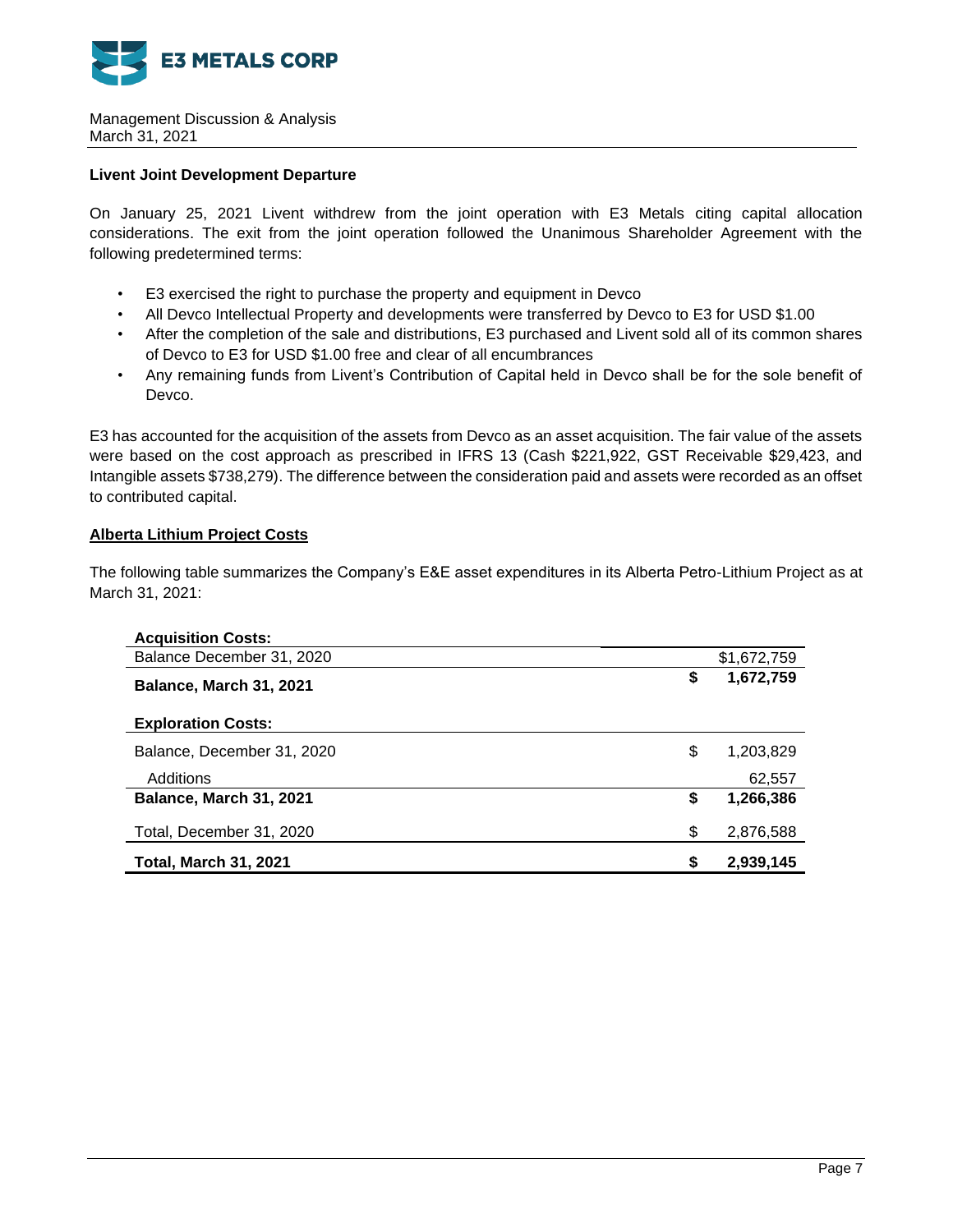### Livent Joint Development Departure

On January 25, 2021 Livent withdrew from the joint operation with E3 Metals citing capital allocation considerations. The exit from the joint operation followed the Unanimous Shareholder Agreement with the following predetermined terms:

- E3 exercised the right to purchase the property and equipment in Devco
- All Devco Intellectual Property and developments were transferred by Devco to E3 for USD $1.00
- After the completion of the sale and distributions, E3 purchased and Livent sold all of its common shares of Devco to E3 for USD $1.00 free and clear of all encumbrances
- Any remaining funds from Livent's Contribution of Capital held in Devco shall be for the sole benefit of Devco.

E3 has accounted for the acquisition of the assets from Devco as an asset acquisition. The fair value of the assets were based on the cost approach as prescribed in IFRS 13 (Cash $221,922, GST Receivable $29,423, and Intangible assets $738,279). The difference between the consideration paid and assets were recorded as an offset to contributed capital.

### Alberta Lithium Project Costs

The following table summarizes the Company's E&E asset expenditures in its Alberta Petro-Lithium Project as at March 31, 2021:

| | | |
|---|---|---|
| **Acquisition Costs:** | | |
| Balance December 31, 2020 | | $1,672,759 |
| **Balance, March 31, 2021** | **$** | **1,672,759** |
| **Exploration Costs:** | | |
| Balance, December 31, 2020 | $ | 1,203,829 |
| Additions | | 62,557 |
| **Balance, March 31, 2021** | **$** | **1,266,386** |
| Total, December 31, 2020 | $ | 2,876,588 |
| **Total, March 31, 2021** | **$** | **2,939,145** |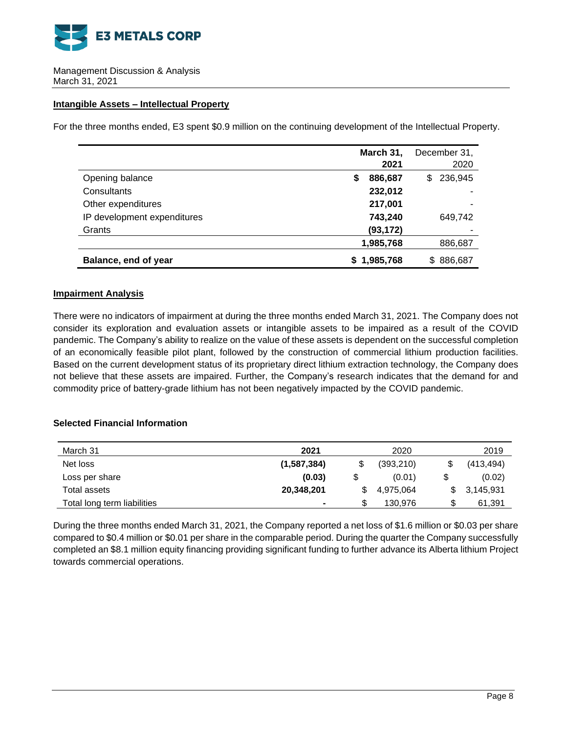## Intangible Assets – Intellectual Property

For the three months ended, E3 spent $0.9 million on the continuing development of the Intellectual Property.

| | **March 31, 2021** | December 31, 2020 |
|---|---|---|
| Opening balance | **$ 886,687** | $ 236,945 |
| Consultants | **232,012** | - |
| Other expenditures | **217,001** | - |
| IP development expenditures | **743,240** | 649,742 |
| Grants | **(93,172)** | - |
| | **1,985,768** | 886,687 |
| **Balance, end of year** | **$ 1,985,768** | $ 886,687 |

## Impairment Analysis

There were no indicators of impairment at during the three months ended March 31, 2021. The Company does not consider its exploration and evaluation assets or intangible assets to be impaired as a result of the COVID pandemic. The Company's ability to realize on the value of these assets is dependent on the successful completion of an economically feasible pilot plant, followed by the construction of commercial lithium production facilities. Based on the current development status of its proprietary direct lithium extraction technology, the Company does not believe that these assets are impaired. Further, the Company's research indicates that the demand for and commodity price of battery-grade lithium has not been negatively impacted by the COVID pandemic.

### Selected Financial Information

| March 31 | **2021** | 2020 | 2019 |
|---|---|---|---|
| Net loss | **(1,587,384)** | $ (393,210) | $ (413,494) |
| Loss per share | **(0.03)** | $ (0.01) | $ (0.02) |
| Total assets | **20,348,201** | $ 4,975,064 | $ 3,145,931 |
| Total long term liabilities | **-** | $ 130,976 | $ 61,391 |

During the three months ended March 31, 2021, the Company reported a net loss of $1.6 million or $0.03 per share compared to $0.4 million or $0.01 per share in the comparable period. During the quarter the Company successfully completed an $8.1 million equity financing providing significant funding to further advance its Alberta lithium Project towards commercial operations.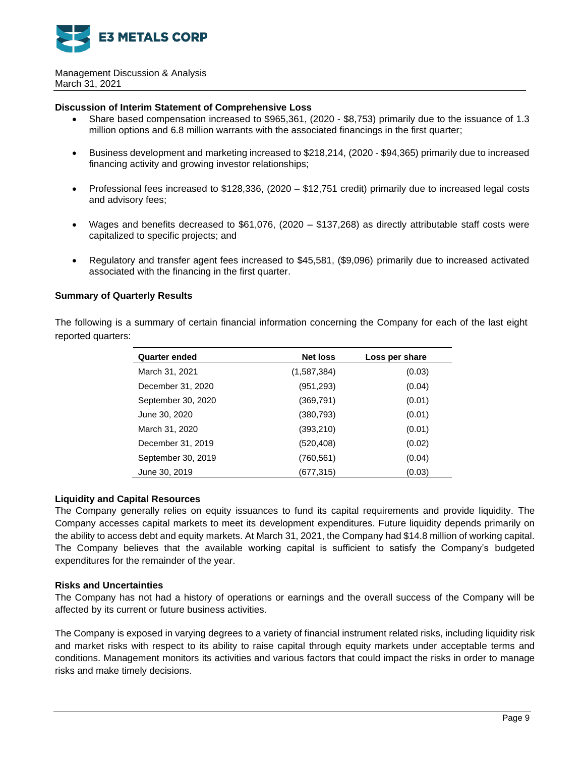### Discussion of Interim Statement of Comprehensive Loss

- Share based compensation increased to $965,361, (2020 - $8,753) primarily due to the issuance of 1.3 million options and 6.8 million warrants with the associated financings in the first quarter;
- Business development and marketing increased to $218,214, (2020 - $94,365) primarily due to increased financing activity and growing investor relationships;
- Professional fees increased to $128,336, (2020 – $12,751 credit) primarily due to increased legal costs and advisory fees;
- Wages and benefits decreased to $61,076, (2020 – $137,268) as directly attributable staff costs were capitalized to specific projects; and
- Regulatory and transfer agent fees increased to $45,581, ($9,096) primarily due to increased activated associated with the financing in the first quarter.

### Summary of Quarterly Results

The following is a summary of certain financial information concerning the Company for each of the last eight reported quarters:

| Quarter ended | Net loss | Loss per share |
|---|---|---|
| March 31, 2021 | (1,587,384) | (0.03) |
| December 31, 2020 | (951,293) | (0.04) |
| September 30, 2020 | (369,791) | (0.01) |
| June 30, 2020 | (380,793) | (0.01) |
| March 31, 2020 | (393,210) | (0.01) |
| December 31, 2019 | (520,408) | (0.02) |
| September 30, 2019 | (760,561) | (0.04) |
| June 30, 2019 | (677,315) | (0.03) |

### Liquidity and Capital Resources

The Company generally relies on equity issuances to fund its capital requirements and provide liquidity. The Company accesses capital markets to meet its development expenditures. Future liquidity depends primarily on the ability to access debt and equity markets. At March 31, 2021, the Company had $14.8 million of working capital. The Company believes that the available working capital is sufficient to satisfy the Company's budgeted expenditures for the remainder of the year.

### Risks and Uncertainties

The Company has not had a history of operations or earnings and the overall success of the Company will be affected by its current or future business activities.

The Company is exposed in varying degrees to a variety of financial instrument related risks, including liquidity risk and market risks with respect to its ability to raise capital through equity markets under acceptable terms and conditions. Management monitors its activities and various factors that could impact the risks in order to manage risks and make timely decisions.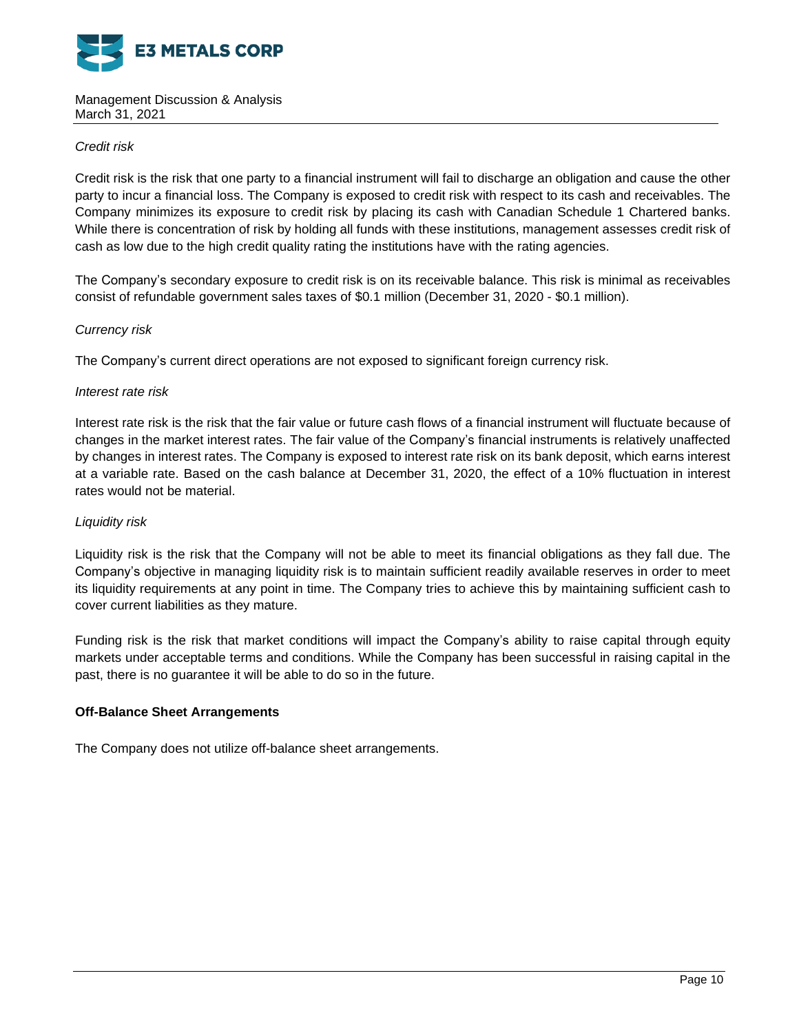*Credit risk*

Credit risk is the risk that one party to a financial instrument will fail to discharge an obligation and cause the other party to incur a financial loss. The Company is exposed to credit risk with respect to its cash and receivables. The Company minimizes its exposure to credit risk by placing its cash with Canadian Schedule 1 Chartered banks. While there is concentration of risk by holding all funds with these institutions, management assesses credit risk of cash as low due to the high credit quality rating the institutions have with the rating agencies.

The Company's secondary exposure to credit risk is on its receivable balance. This risk is minimal as receivables consist of refundable government sales taxes of $0.1 million (December 31, 2020 - $0.1 million).

*Currency risk*

The Company's current direct operations are not exposed to significant foreign currency risk.

*Interest rate risk*

Interest rate risk is the risk that the fair value or future cash flows of a financial instrument will fluctuate because of changes in the market interest rates. The fair value of the Company's financial instruments is relatively unaffected by changes in interest rates. The Company is exposed to interest rate risk on its bank deposit, which earns interest at a variable rate. Based on the cash balance at December 31, 2020, the effect of a 10% fluctuation in interest rates would not be material.

*Liquidity risk*

Liquidity risk is the risk that the Company will not be able to meet its financial obligations as they fall due. The Company's objective in managing liquidity risk is to maintain sufficient readily available reserves in order to meet its liquidity requirements at any point in time. The Company tries to achieve this by maintaining sufficient cash to cover current liabilities as they mature.

Funding risk is the risk that market conditions will impact the Company's ability to raise capital through equity markets under acceptable terms and conditions. While the Company has been successful in raising capital in the past, there is no guarantee it will be able to do so in the future.

**Off-Balance Sheet Arrangements**

The Company does not utilize off-balance sheet arrangements.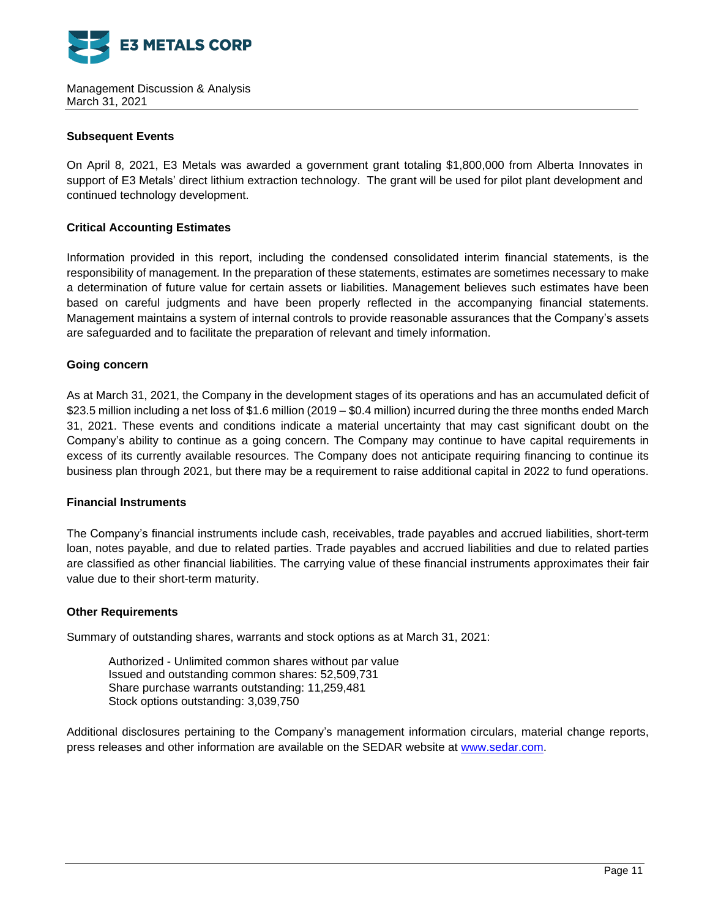### Subsequent Events

On April 8, 2021, E3 Metals was awarded a government grant totaling $1,800,000 from Alberta Innovates in support of E3 Metals' direct lithium extraction technology. The grant will be used for pilot plant development and continued technology development.

### Critical Accounting Estimates

Information provided in this report, including the condensed consolidated interim financial statements, is the responsibility of management. In the preparation of these statements, estimates are sometimes necessary to make a determination of future value for certain assets or liabilities. Management believes such estimates have been based on careful judgments and have been properly reflected in the accompanying financial statements. Management maintains a system of internal controls to provide reasonable assurances that the Company's assets are safeguarded and to facilitate the preparation of relevant and timely information.

### Going concern

As at March 31, 2021, the Company in the development stages of its operations and has an accumulated deficit of $23.5 million including a net loss of $1.6 million (2019 – $0.4 million) incurred during the three months ended March 31, 2021. These events and conditions indicate a material uncertainty that may cast significant doubt on the Company's ability to continue as a going concern. The Company may continue to have capital requirements in excess of its currently available resources. The Company does not anticipate requiring financing to continue its business plan through 2021, but there may be a requirement to raise additional capital in 2022 to fund operations.

### Financial Instruments

The Company's financial instruments include cash, receivables, trade payables and accrued liabilities, short-term loan, notes payable, and due to related parties. Trade payables and accrued liabilities and due to related parties are classified as other financial liabilities. The carrying value of these financial instruments approximates their fair value due to their short-term maturity.

### Other Requirements

Summary of outstanding shares, warrants and stock options as at March 31, 2021:

Authorized - Unlimited common shares without par value
Issued and outstanding common shares: 52,509,731
Share purchase warrants outstanding: 11,259,481
Stock options outstanding: 3,039,750

Additional disclosures pertaining to the Company's management information circulars, material change reports, press releases and other information are available on the SEDAR website at www.sedar.com.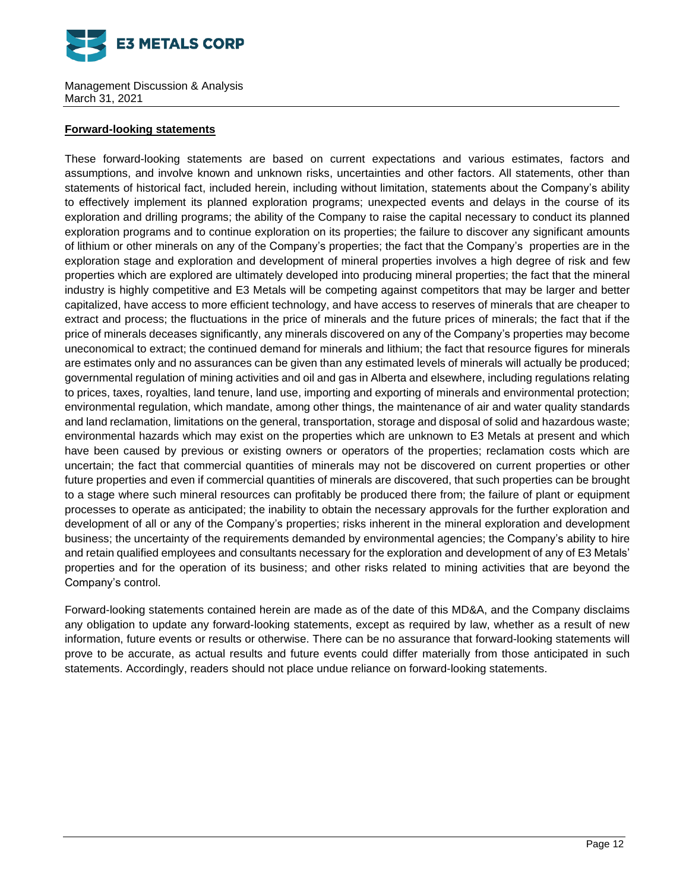**Forward-looking statements**

These forward-looking statements are based on current expectations and various estimates, factors and assumptions, and involve known and unknown risks, uncertainties and other factors. All statements, other than statements of historical fact, included herein, including without limitation, statements about the Company's ability to effectively implement its planned exploration programs; unexpected events and delays in the course of its exploration and drilling programs; the ability of the Company to raise the capital necessary to conduct its planned exploration programs and to continue exploration on its properties; the failure to discover any significant amounts of lithium or other minerals on any of the Company's properties; the fact that the Company's properties are in the exploration stage and exploration and development of mineral properties involves a high degree of risk and few properties which are explored are ultimately developed into producing mineral properties; the fact that the mineral industry is highly competitive and E3 Metals will be competing against competitors that may be larger and better capitalized, have access to more efficient technology, and have access to reserves of minerals that are cheaper to extract and process; the fluctuations in the price of minerals and the future prices of minerals; the fact that if the price of minerals deceases significantly, any minerals discovered on any of the Company's properties may become uneconomical to extract; the continued demand for minerals and lithium; the fact that resource figures for minerals are estimates only and no assurances can be given than any estimated levels of minerals will actually be produced; governmental regulation of mining activities and oil and gas in Alberta and elsewhere, including regulations relating to prices, taxes, royalties, land tenure, land use, importing and exporting of minerals and environmental protection; environmental regulation, which mandate, among other things, the maintenance of air and water quality standards and land reclamation, limitations on the general, transportation, storage and disposal of solid and hazardous waste; environmental hazards which may exist on the properties which are unknown to E3 Metals at present and which have been caused by previous or existing owners or operators of the properties; reclamation costs which are uncertain; the fact that commercial quantities of minerals may not be discovered on current properties or other future properties and even if commercial quantities of minerals are discovered, that such properties can be brought to a stage where such mineral resources can profitably be produced there from; the failure of plant or equipment processes to operate as anticipated; the inability to obtain the necessary approvals for the further exploration and development of all or any of the Company's properties; risks inherent in the mineral exploration and development business; the uncertainty of the requirements demanded by environmental agencies; the Company's ability to hire and retain qualified employees and consultants necessary for the exploration and development of any of E3 Metals' properties and for the operation of its business; and other risks related to mining activities that are beyond the Company's control.

Forward-looking statements contained herein are made as of the date of this MD&A, and the Company disclaims any obligation to update any forward-looking statements, except as required by law, whether as a result of new information, future events or results or otherwise. There can be no assurance that forward-looking statements will prove to be accurate, as actual results and future events could differ materially from those anticipated in such statements. Accordingly, readers should not place undue reliance on forward-looking statements.